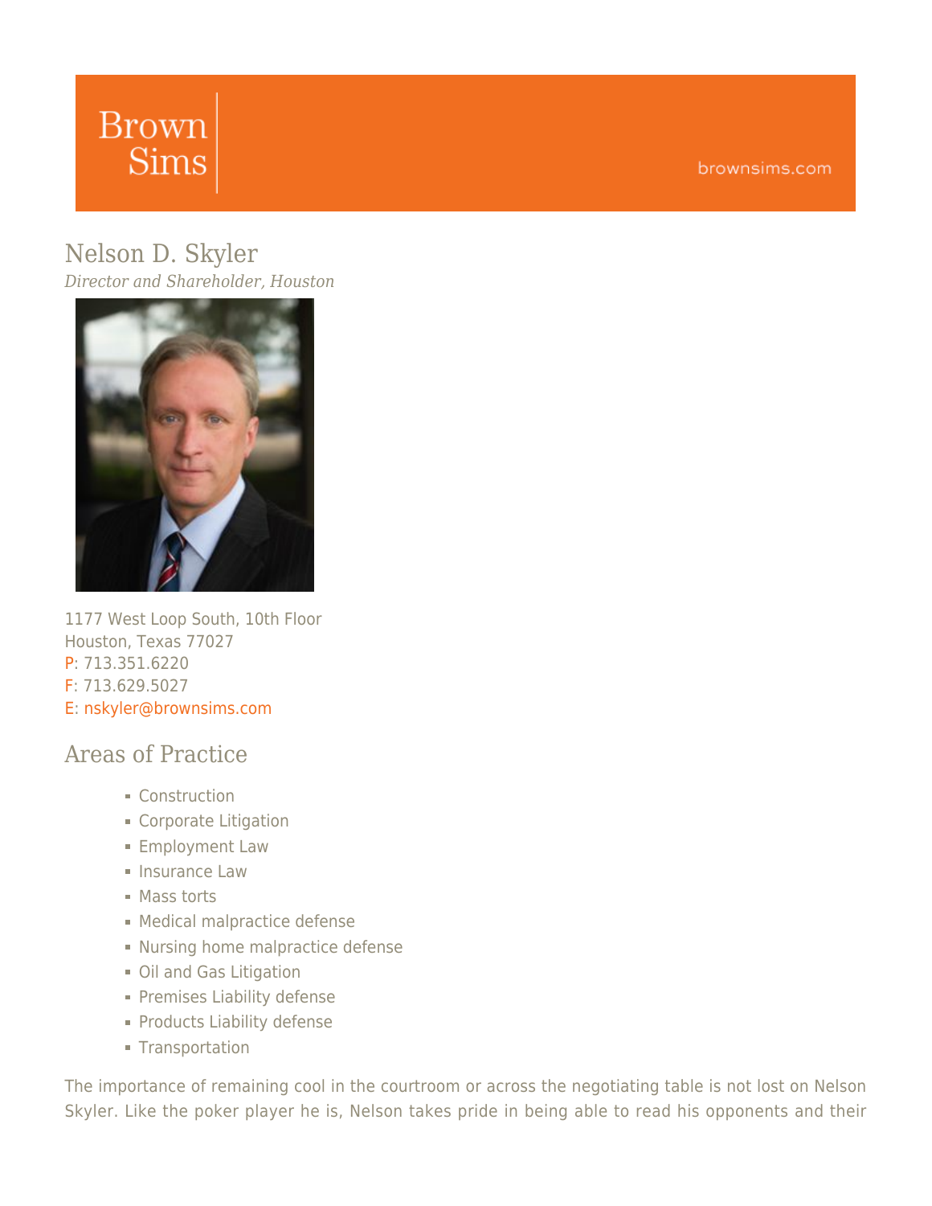Brown Sims

brownsims.com

# Nelson D. Skyler

*Director and Shareholder, Houston*

1177 West Loop South, 10th Floor
Houston, Texas 77027
P: 713.351.6220
F: 713.629.5027
E: nskyler@brownsims.com

## Areas of Practice

- Construction
- Corporate Litigation
- Employment Law
- Insurance Law
- Mass torts
- Medical malpractice defense
- Nursing home malpractice defense
- Oil and Gas Litigation
- Premises Liability defense
- Products Liability defense
- Transportation

The importance of remaining cool in the courtroom or across the negotiating table is not lost on Nelson Skyler. Like the poker player he is, Nelson takes pride in being able to read his opponents and their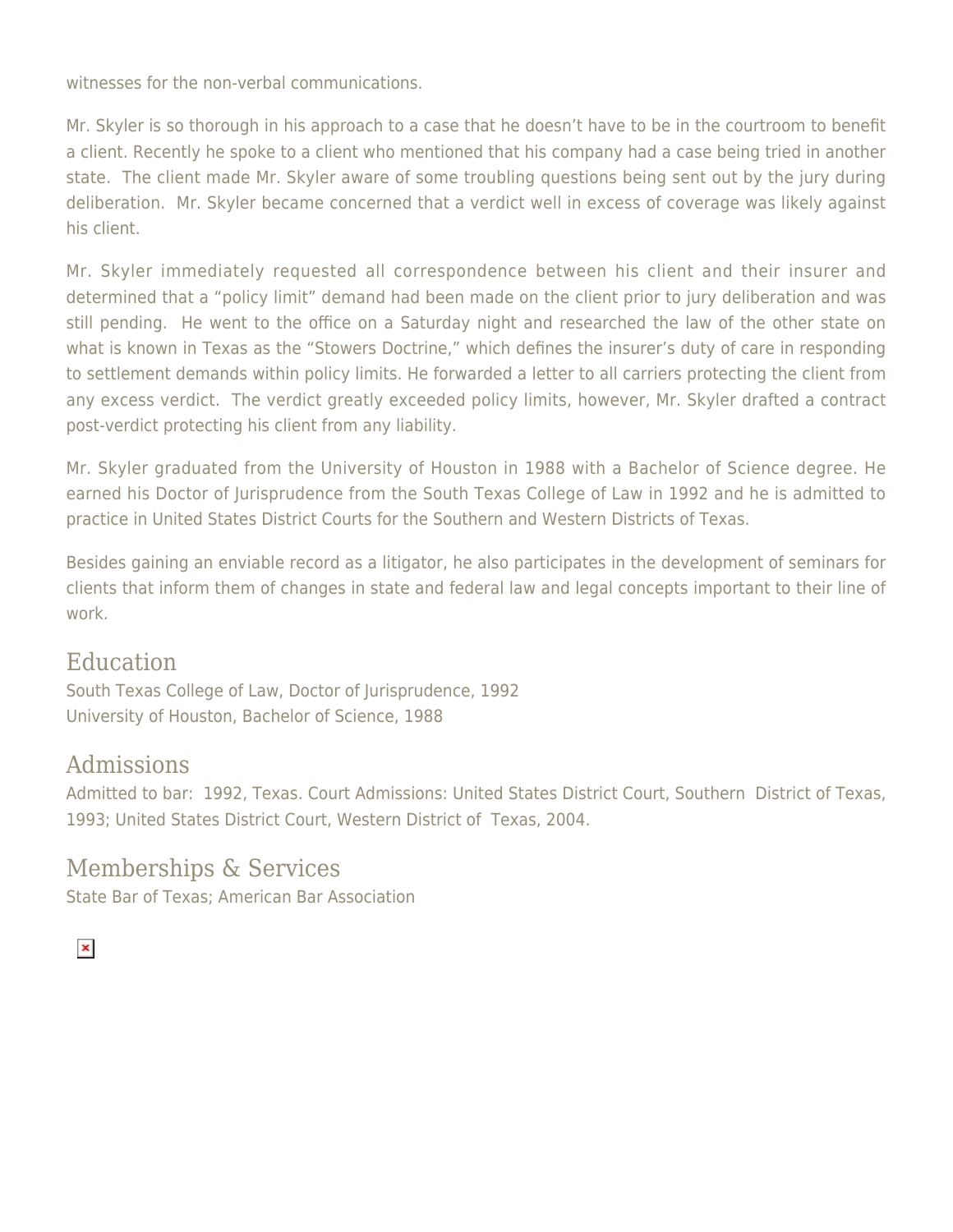witnesses for the non-verbal communications.

Mr. Skyler is so thorough in his approach to a case that he doesn't have to be in the courtroom to benefit a client. Recently he spoke to a client who mentioned that his company had a case being tried in another state. The client made Mr. Skyler aware of some troubling questions being sent out by the jury during deliberation. Mr. Skyler became concerned that a verdict well in excess of coverage was likely against his client.

Mr. Skyler immediately requested all correspondence between his client and their insurer and determined that a "policy limit" demand had been made on the client prior to jury deliberation and was still pending. He went to the office on a Saturday night and researched the law of the other state on what is known in Texas as the "Stowers Doctrine," which defines the insurer's duty of care in responding to settlement demands within policy limits. He forwarded a letter to all carriers protecting the client from any excess verdict. The verdict greatly exceeded policy limits, however, Mr. Skyler drafted a contract post-verdict protecting his client from any liability.

Mr. Skyler graduated from the University of Houston in 1988 with a Bachelor of Science degree. He earned his Doctor of Jurisprudence from the South Texas College of Law in 1992 and he is admitted to practice in United States District Courts for the Southern and Western Districts of Texas.

Besides gaining an enviable record as a litigator, he also participates in the development of seminars for clients that inform them of changes in state and federal law and legal concepts important to their line of work.

## Education

South Texas College of Law, Doctor of Jurisprudence, 1992
University of Houston, Bachelor of Science, 1988

## Admissions

Admitted to bar: 1992, Texas. Court Admissions: United States District Court, Southern District of Texas, 1993; United States District Court, Western District of Texas, 2004.

## Memberships & Services

State Bar of Texas; American Bar Association